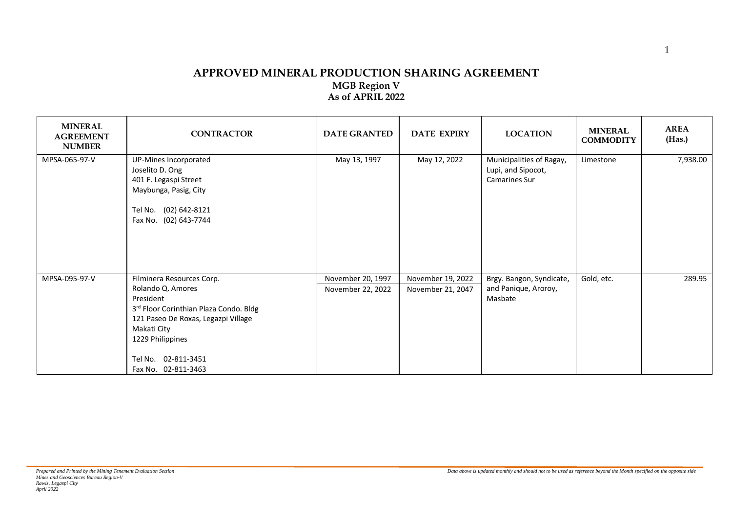# APPROVED MINERAL PRODUCTION SHARING AGREEMENT

## MGB Region V

## As of APRIL 2022

| MINERAL AGREEMENT NUMBER | CONTRACTOR | DATE GRANTED | DATE EXPIRY | LOCATION | MINERAL COMMODITY | AREA (Has.) |
|---|---|---|---|---|---|---|
| MPSA-065-97-V | UP-Mines Incorporated<br>Joselito D. Ong<br>401 F. Legaspi Street<br>Maybunga, Pasig, City<br><br>Tel No. (02) 642-8121<br>Fax No. (02) 643-7744 | May 13, 1997 | May 12, 2022 | Municipalities of Ragay, Lupi, and Sipocot, Camarines Sur | Limestone | 7,938.00 |
| MPSA-095-97-V | Filminera Resources Corp.<br>Rolando Q. Amores<br>President<br>3rd Floor Corinthian Plaza Condo. Bldg<br>121 Paseo De Roxas, Legazpi Village<br>Makati City<br>1229 Philippines<br><br>Tel No. 02-811-3451<br>Fax No. 02-811-3463 | November 20, 1997<br>November 22, 2022 | November 19, 2022<br>November 21, 2047 | Brgy. Bangon, Syndicate, and Panique, Aroroy, Masbate | Gold, etc. | 289.95 |

*Prepared and Printed by the Mining Tenement Evaluation Section*
*Mines and Geosciences Bureau Region-V*
*Rawis, Legaspi City*
*April 2022*

*Data above is updated monthly and should not to be used as reference beyond the Month specified on the opposite side*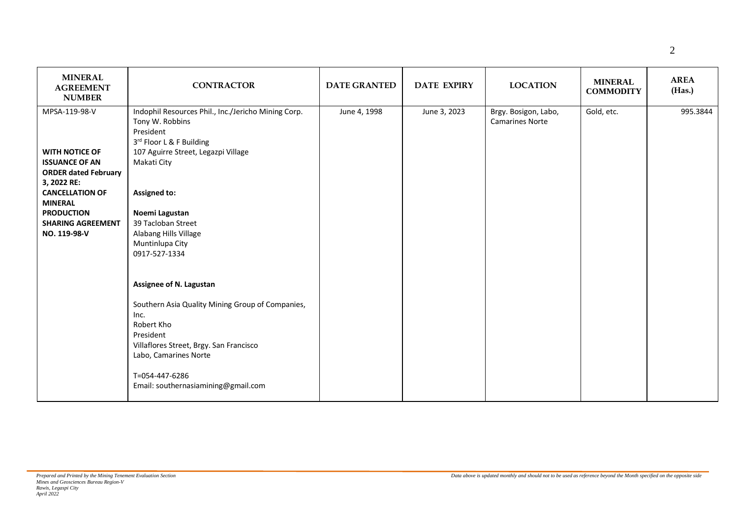| MINERAL AGREEMENT NUMBER | CONTRACTOR | DATE GRANTED | DATE EXPIRY | LOCATION | MINERAL COMMODITY | AREA (Has.) |
|---|---|---|---|---|---|---|
| MPSA-119-98-V<br><br>**WITH NOTICE OF ISSUANCE OF AN ORDER dated February 3, 2022 RE: CANCELLATION OF MINERAL PRODUCTION SHARING AGREEMENT NO. 119-98-V** | Indophil Resources Phil., Inc./Jericho Mining Corp.<br>Tony W. Robbins<br>President<br>3rd Floor L & F Building<br>107 Aguirre Street, Legazpi Village<br>Makati City<br><br>**Assigned to:**<br><br>**Noemi Lagustan**<br>39 Tacloban Street<br>Alabang Hills Village<br>Muntinlupa City<br>0917-527-1334<br><br>**Assignee of N. Lagustan**<br><br>Southern Asia Quality Mining Group of Companies, Inc.<br>Robert Kho<br>President<br>Villaflores Street, Brgy. San Francisco<br>Labo, Camarines Norte<br><br>T=054-447-6286<br>Email: southernasiamining@gmail.com | June 4, 1998 | June 3, 2023 | Brgy. Bosigon, Labo, Camarines Norte | Gold, etc. | 995.3844 |

*Prepared and Printed by the Mining Tenement Evaluation Section*
*Mines and Geosciences Bureau Region-V*
*Rawis, Legaspi City*
*April 2022*

*Data above is updated monthly and should not to be used as reference beyond the Month specified on the opposite side*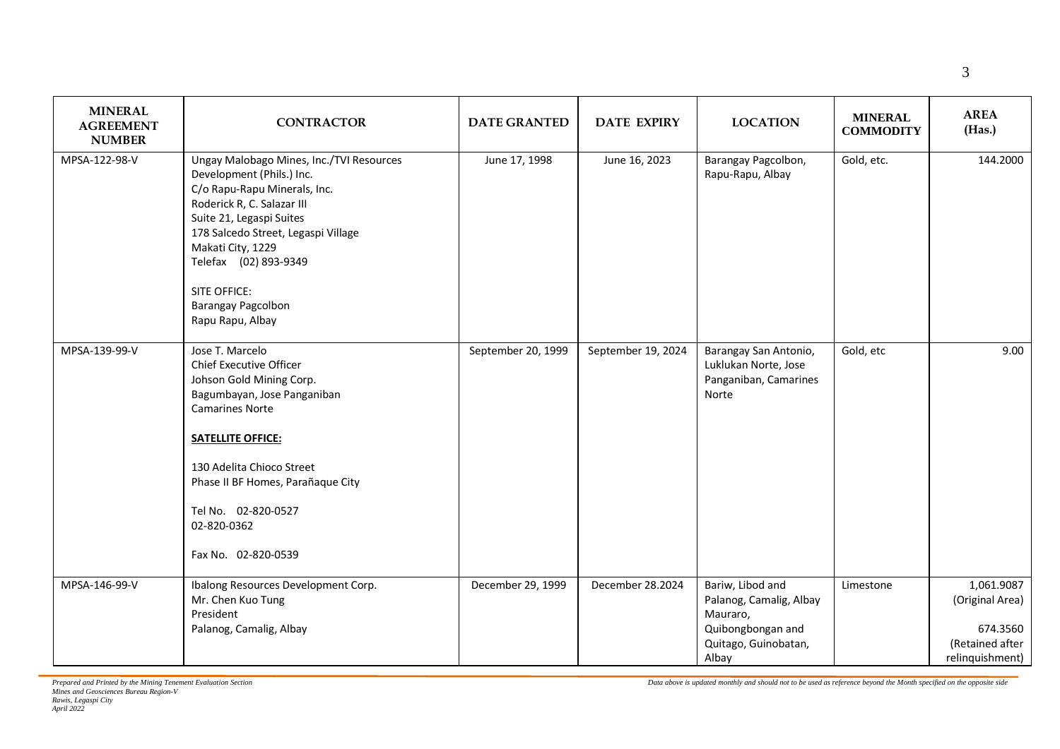| MINERAL AGREEMENT NUMBER | CONTRACTOR | DATE GRANTED | DATE EXPIRY | LOCATION | MINERAL COMMODITY | AREA (Has.) |
|---|---|---|---|---|---|---|
| MPSA-122-98-V | Ungay Malobago Mines, Inc./TVI Resources Development (Phils.) Inc.<br>C/o Rapu-Rapu Minerals, Inc.<br>Roderick R, C. Salazar III<br>Suite 21, Legaspi Suites<br>178 Salcedo Street, Legaspi Village<br>Makati City, 1229<br>Telefax (02) 893-9349<br><br>SITE OFFICE:<br>Barangay Pagcolbon<br>Rapu Rapu, Albay | June 17, 1998 | June 16, 2023 | Barangay Pagcolbon, Rapu-Rapu, Albay | Gold, etc. | 144.2000 |
| MPSA-139-99-V | Jose T. Marcelo<br>Chief Executive Officer<br>Johson Gold Mining Corp.<br>Bagumbayan, Jose Panganiban<br>Camarines Norte<br><br>**SATELLITE OFFICE:**<br><br>130 Adelita Chioco Street<br>Phase II BF Homes, Parañaque City<br><br>Tel No. 02-820-0527<br>02-820-0362<br><br>Fax No. 02-820-0539 | September 20, 1999 | September 19, 2024 | Barangay San Antonio, Luklukan Norte, Jose Panganiban, Camarines Norte | Gold, etc | 9.00 |
| MPSA-146-99-V | Ibalong Resources Development Corp.<br>Mr. Chen Kuo Tung<br>President<br>Palanog, Camalig, Albay | December 29, 1999 | December 28.2024 | Bariw, Libod and Palanog, Camalig, Albay Mauraro, Quibongbongan and Quitago, Guinobatan, Albay | Limestone | 1,061.9087 (Original Area)<br><br>674.3560 (Retained after relinquishment) |

*Prepared and Printed by the Mining Tenement Evaluation Section*
*Mines and Geosciences Bureau Region-V*
*Rawis, Legaspi City*
*April 2022*

*Data above is updated monthly and should not to be used as reference beyond the Month specified on the opposite side*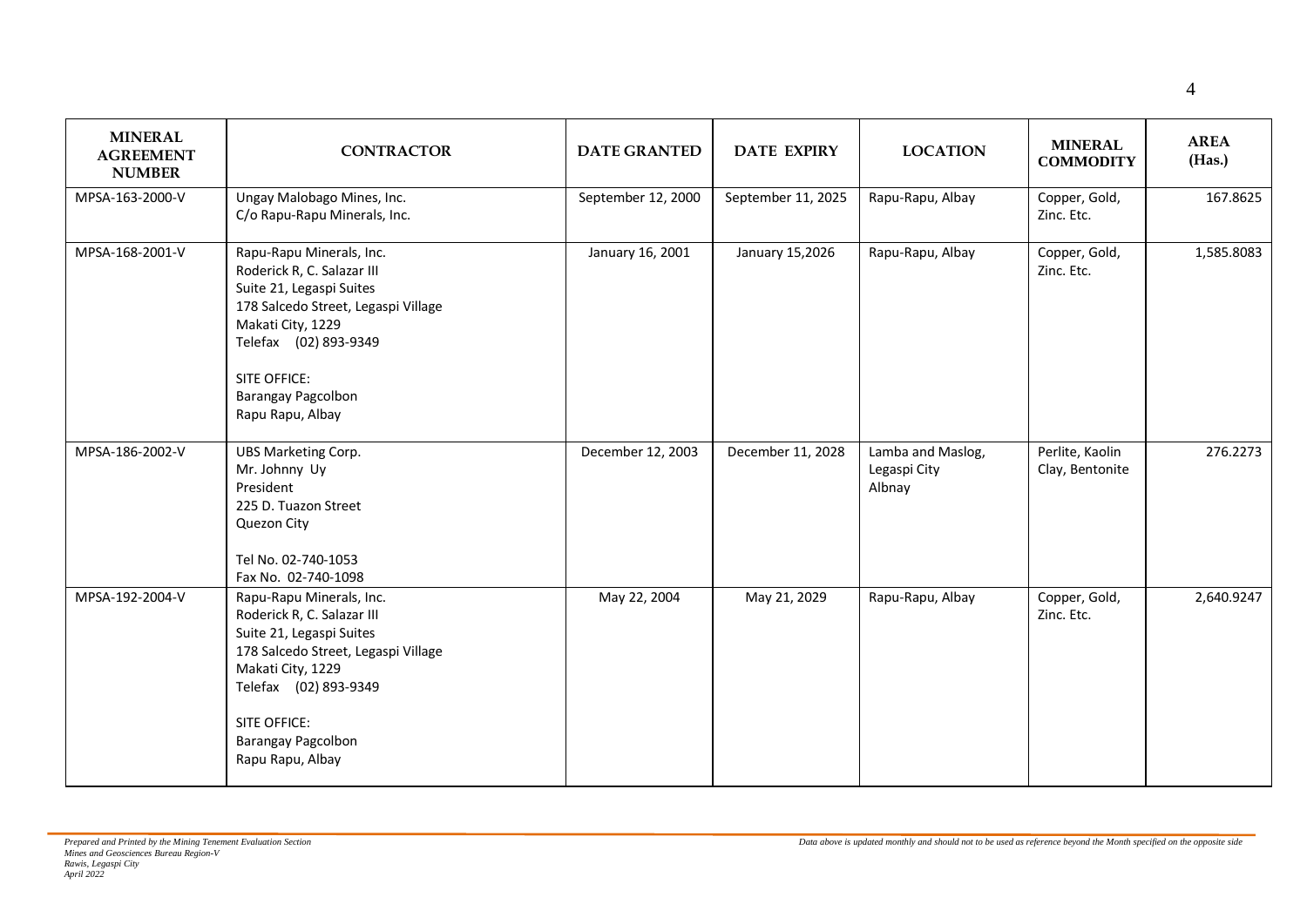| MINERAL AGREEMENT NUMBER | CONTRACTOR | DATE GRANTED | DATE EXPIRY | LOCATION | MINERAL COMMODITY | AREA (Has.) |
|---|---|---|---|---|---|---|
| MPSA-163-2000-V | Ungay Malobago Mines, Inc.<br>C/o Rapu-Rapu Minerals, Inc. | September 12, 2000 | September 11, 2025 | Rapu-Rapu, Albay | Copper, Gold, Zinc. Etc. | 167.8625 |
| MPSA-168-2001-V | Rapu-Rapu Minerals, Inc.<br>Roderick R, C. Salazar III<br>Suite 21, Legaspi Suites<br>178 Salcedo Street, Legaspi Village<br>Makati City, 1229<br>Telefax (02) 893-9349<br><br>SITE OFFICE:<br>Barangay Pagcolbon<br>Rapu Rapu, Albay | January 16, 2001 | January 15,2026 | Rapu-Rapu, Albay | Copper, Gold, Zinc. Etc. | 1,585.8083 |
| MPSA-186-2002-V | UBS Marketing Corp.<br>Mr. Johnny Uy<br>President<br>225 D. Tuazon Street<br>Quezon City<br><br>Tel No. 02-740-1053<br>Fax No. 02-740-1098 | December 12, 2003 | December 11, 2028 | Lamba and Maslog, Legaspi City Albnay | Perlite, Kaolin Clay, Bentonite | 276.2273 |
| MPSA-192-2004-V | Rapu-Rapu Minerals, Inc.<br>Roderick R, C. Salazar III<br>Suite 21, Legaspi Suites<br>178 Salcedo Street, Legaspi Village<br>Makati City, 1229<br>Telefax (02) 893-9349<br><br>SITE OFFICE:<br>Barangay Pagcolbon<br>Rapu Rapu, Albay | May 22, 2004 | May 21, 2029 | Rapu-Rapu, Albay | Copper, Gold, Zinc. Etc. | 2,640.9247 |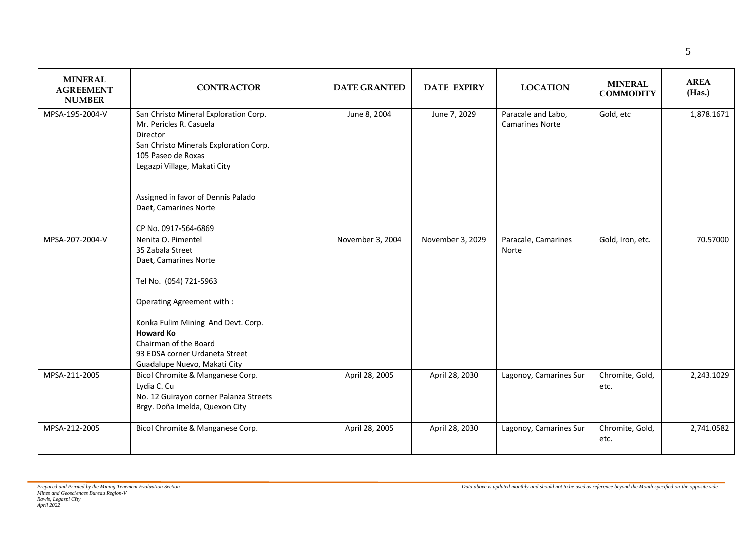| MINERAL AGREEMENT NUMBER | CONTRACTOR | DATE GRANTED | DATE EXPIRY | LOCATION | MINERAL COMMODITY | AREA (Has.) |
|---|---|---|---|---|---|---|
| MPSA-195-2004-V | San Christo Mineral Exploration Corp.<br>Mr. Pericles R. Casuela<br>Director<br>San Christo Minerals Exploration Corp.<br>105 Paseo de Roxas<br>Legazpi Village, Makati City<br><br>Assigned in favor of Dennis Palado<br>Daet, Camarines Norte<br><br>CP No. 0917-564-6869 | June 8, 2004 | June 7, 2029 | Paracale and Labo, Camarines Norte | Gold, etc | 1,878.1671 |
| MPSA-207-2004-V | Nenita O. Pimentel<br>35 Zabala Street<br>Daet, Camarines Norte<br><br>Tel No. (054) 721-5963<br><br>Operating Agreement with :<br><br>Konka Fulim Mining And Devt. Corp.<br>**Howard Ko**<br>Chairman of the Board<br>93 EDSA corner Urdaneta Street<br>Guadalupe Nuevo, Makati City | November 3, 2004 | November 3, 2029 | Paracale, Camarines Norte | Gold, Iron, etc. | 70.57000 |
| MPSA-211-2005 | Bicol Chromite & Manganese Corp.<br>Lydia C. Cu<br>No. 12 Guirayon corner Palanza Streets<br>Brgy. Doña Imelda, Quexon City | April 28, 2005 | April 28, 2030 | Lagonoy, Camarines Sur | Chromite, Gold, etc. | 2,243.1029 |
| MPSA-212-2005 | Bicol Chromite & Manganese Corp. | April 28, 2005 | April 28, 2030 | Lagonoy, Camarines Sur | Chromite, Gold, etc. | 2,741.0582 |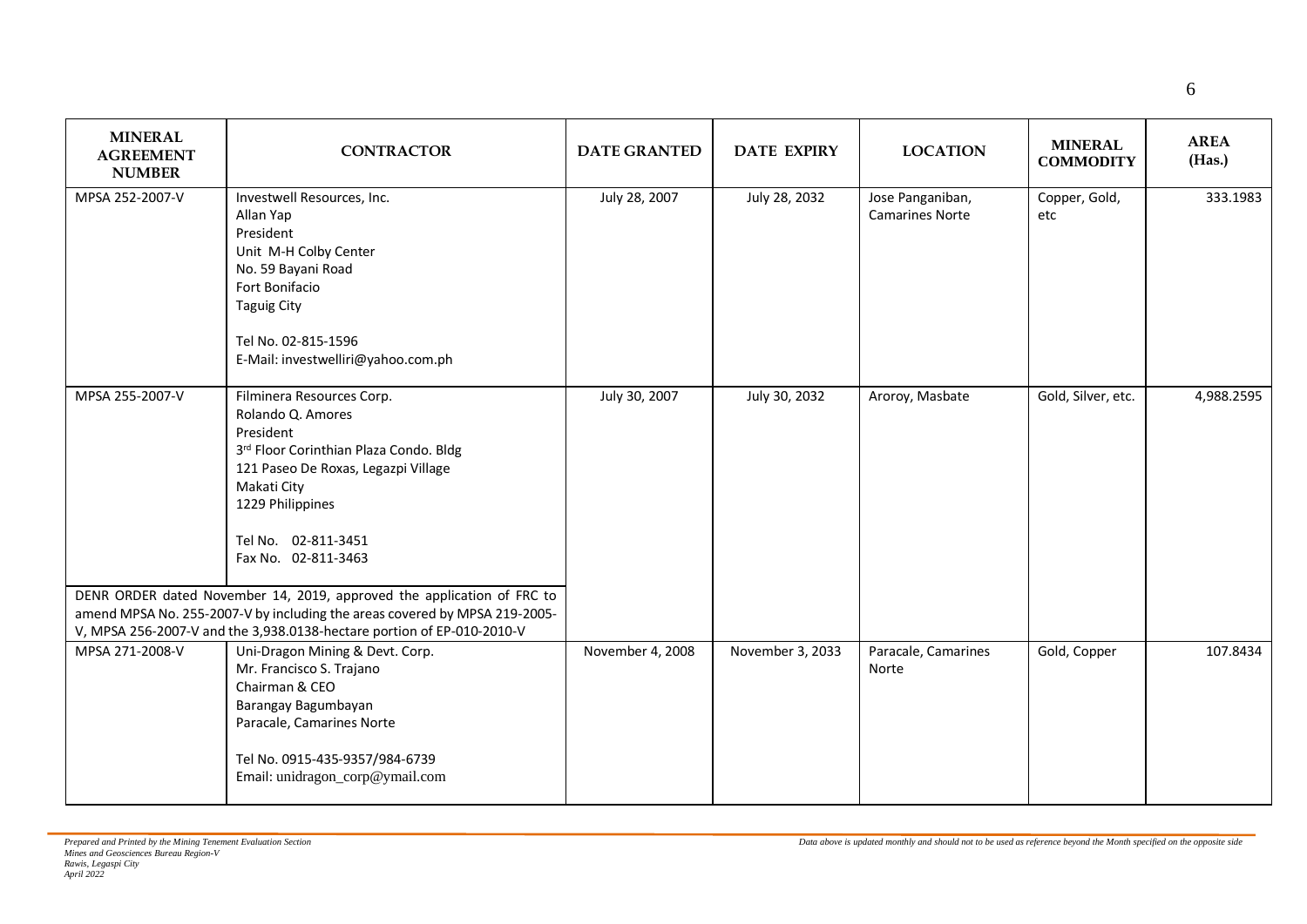| MINERAL AGREEMENT NUMBER | CONTRACTOR | DATE GRANTED | DATE EXPIRY | LOCATION | MINERAL COMMODITY | AREA (Has.) |
|---|---|---|---|---|---|---|
| MPSA 252-2007-V | Investwell Resources, Inc.<br>Allan Yap<br>President<br>Unit M-H Colby Center<br>No. 59 Bayani Road<br>Fort Bonifacio<br>Taguig City<br><br>Tel No. 02-815-1596<br>E-Mail: investwelliri@yahoo.com.ph | July 28, 2007 | July 28, 2032 | Jose Panganiban, Camarines Norte | Copper, Gold, etc | 333.1983 |
| MPSA 255-2007-V | Filminera Resources Corp.<br>Rolando Q. Amores<br>President<br>3rd Floor Corinthian Plaza Condo. Bldg<br>121 Paseo De Roxas, Legazpi Village<br>Makati City<br>1229 Philippines<br><br>Tel No. 02-811-3451<br>Fax No. 02-811-3463<br><br>DENR ORDER dated November 14, 2019, approved the application of FRC to amend MPSA No. 255-2007-V by including the areas covered by MPSA 219-2005-V, MPSA 256-2007-V and the 3,938.0138-hectare portion of EP-010-2010-V | July 30, 2007 | July 30, 2032 | Aroroy, Masbate | Gold, Silver, etc. | 4,988.2595 |
| MPSA 271-2008-V | Uni-Dragon Mining & Devt. Corp.<br>Mr. Francisco S. Trajano<br>Chairman & CEO<br>Barangay Bagumbayan<br>Paracale, Camarines Norte<br><br>Tel No. 0915-435-9357/984-6739<br>Email: unidragon_corp@ymail.com | November 4, 2008 | November 3, 2033 | Paracale, Camarines Norte | Gold, Copper | 107.8434 |

*Prepared and Printed by the Mining Tenement Evaluation Section*
*Mines and Geosciences Bureau Region-V*
*Rawis, Legaspi City*
*April 2022*

*Data above is updated monthly and should not to be used as reference beyond the Month specified on the opposite side*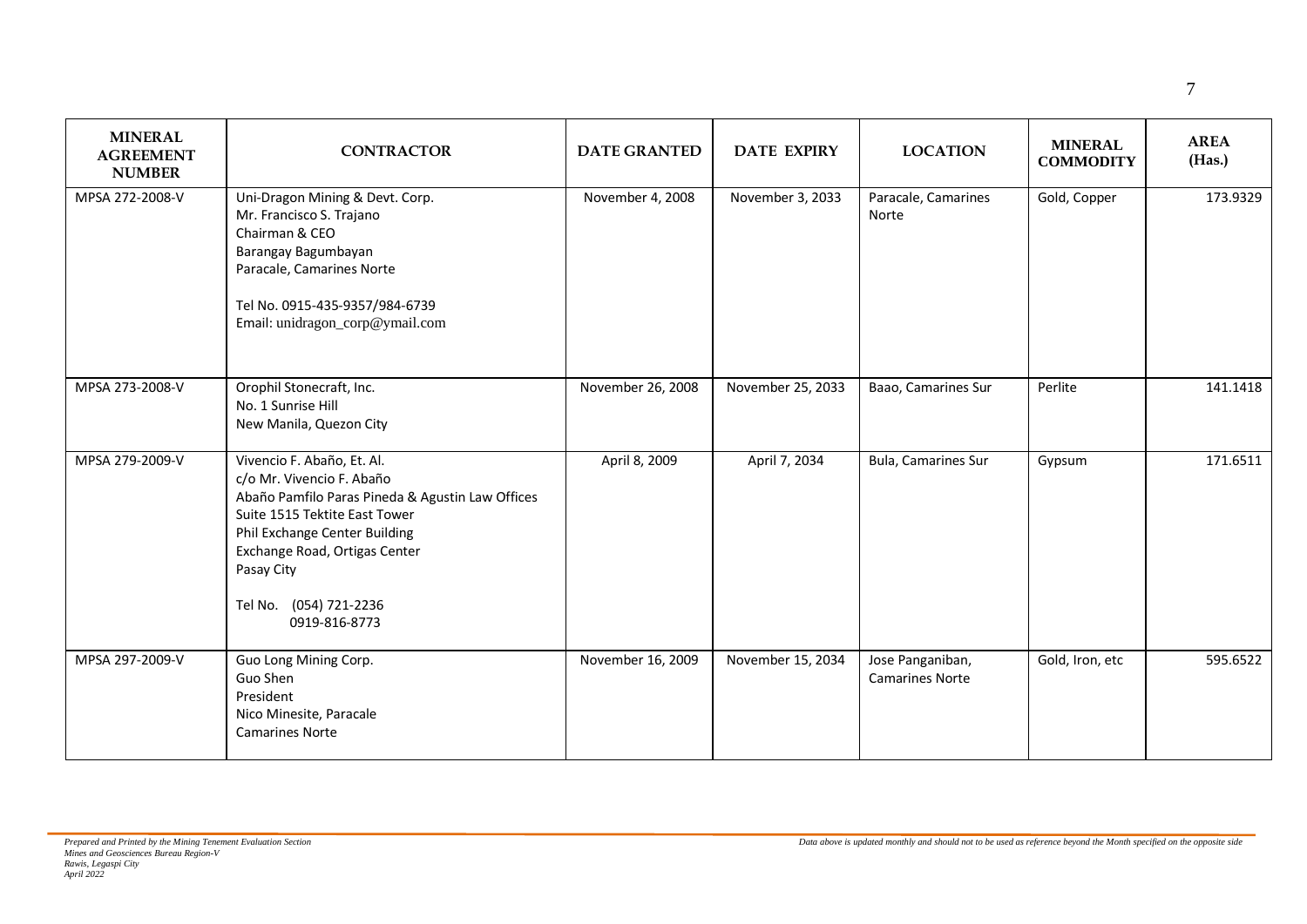| MINERAL AGREEMENT NUMBER | CONTRACTOR | DATE GRANTED | DATE EXPIRY | LOCATION | MINERAL COMMODITY | AREA (Has.) |
|---|---|---|---|---|---|---|
| MPSA 272-2008-V | Uni-Dragon Mining & Devt. Corp.<br>Mr. Francisco S. Trajano<br>Chairman & CEO<br>Barangay Bagumbayan<br>Paracale, Camarines Norte<br><br>Tel No. 0915-435-9357/984-6739<br>Email: unidragon_corp@ymail.com | November 4, 2008 | November 3, 2033 | Paracale, Camarines Norte | Gold, Copper | 173.9329 |
| MPSA 273-2008-V | Orophil Stonecraft, Inc.<br>No. 1 Sunrise Hill<br>New Manila, Quezon City | November 26, 2008 | November 25, 2033 | Baao, Camarines Sur | Perlite | 141.1418 |
| MPSA 279-2009-V | Vivencio F. Abaño, Et. Al.<br>c/o Mr. Vivencio F. Abaño<br>Abaño Pamfilo Paras Pineda & Agustin Law Offices<br>Suite 1515 Tektite East Tower<br>Phil Exchange Center Building<br>Exchange Road, Ortigas Center<br>Pasay City<br><br>Tel No. (054) 721-2236<br>0919-816-8773 | April 8, 2009 | April 7, 2034 | Bula, Camarines Sur | Gypsum | 171.6511 |
| MPSA 297-2009-V | Guo Long Mining Corp.<br>Guo Shen<br>President<br>Nico Minesite, Paracale<br>Camarines Norte | November 16, 2009 | November 15, 2034 | Jose Panganiban, Camarines Norte | Gold, Iron, etc | 595.6522 |

*Prepared and Printed by the Mining Tenement Evaluation Section*
*Mines and Geosciences Bureau Region-V*
*Rawis, Legaspi City*
*April 2022*

*Data above is updated monthly and should not to be used as reference beyond the Month specified on the opposite side*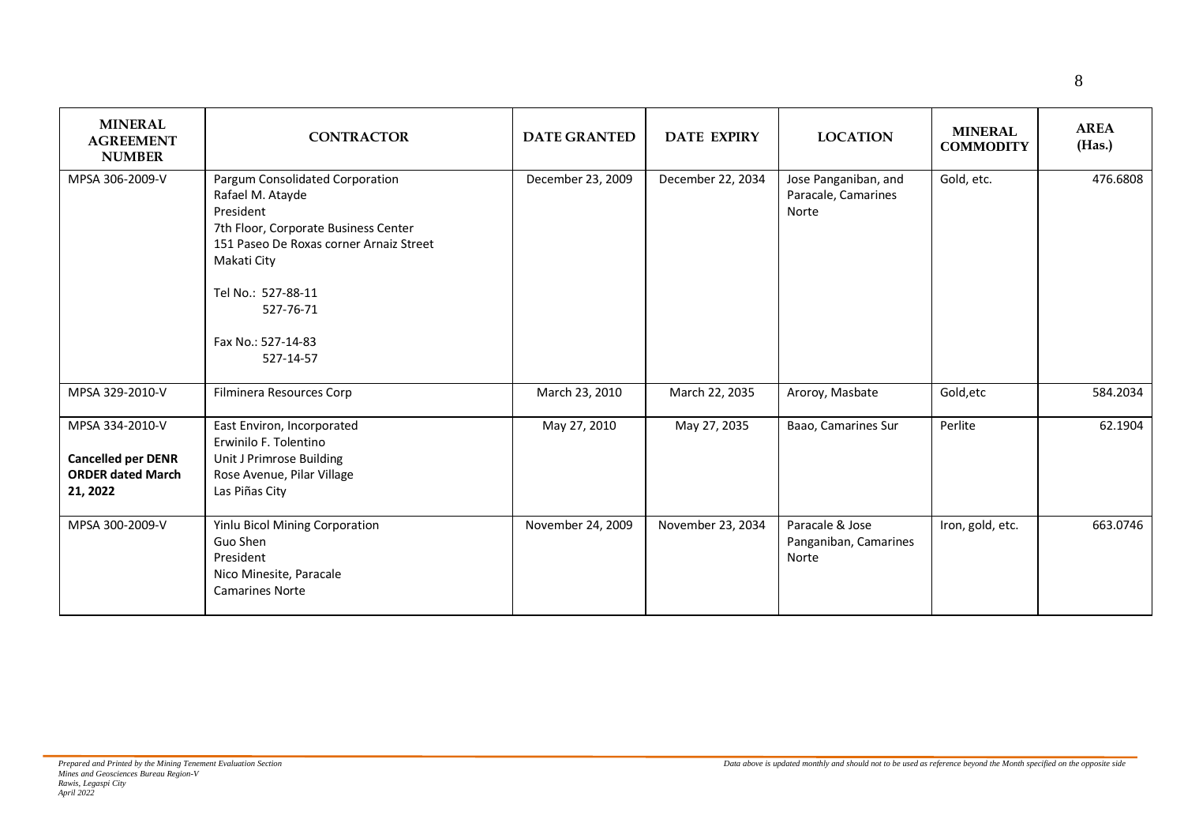| MINERAL AGREEMENT NUMBER | CONTRACTOR | DATE GRANTED | DATE EXPIRY | LOCATION | MINERAL COMMODITY | AREA (Has.) |
|---|---|---|---|---|---|---|
| MPSA 306-2009-V | Pargum Consolidated Corporation<br>Rafael M. Atayde<br>President<br>7th Floor, Corporate Business Center<br>151 Paseo De Roxas corner Arnaiz Street<br>Makati City<br><br>Tel No.: 527-88-11<br>527-76-71<br><br>Fax No.: 527-14-83<br>527-14-57 | December 23, 2009 | December 22, 2034 | Jose Panganiban, and Paracale, Camarines Norte | Gold, etc. | 476.6808 |
| MPSA 329-2010-V | Filminera Resources Corp | March 23, 2010 | March 22, 2035 | Aroroy, Masbate | Gold,etc | 584.2034 |
| MPSA 334-2010-V<br><br>**Cancelled per DENR ORDER dated March 21, 2022** | East Environ, Incorporated<br>Erwinilo F. Tolentino<br>Unit J Primrose Building<br>Rose Avenue, Pilar Village<br>Las Piñas City | May 27, 2010 | May 27, 2035 | Baao, Camarines Sur | Perlite | 62.1904 |
| MPSA 300-2009-V | Yinlu Bicol Mining Corporation<br>Guo Shen<br>President<br>Nico Minesite, Paracale<br>Camarines Norte | November 24, 2009 | November 23, 2034 | Paracale & Jose Panganiban, Camarines Norte | Iron, gold, etc. | 663.0746 |

*Prepared and Printed by the Mining Tenement Evaluation Section*
*Mines and Geosciences Bureau Region-V*
*Rawis, Legaspi City*
*April 2022*

*Data above is updated monthly and should not to be used as reference beyond the Month specified on the opposite side*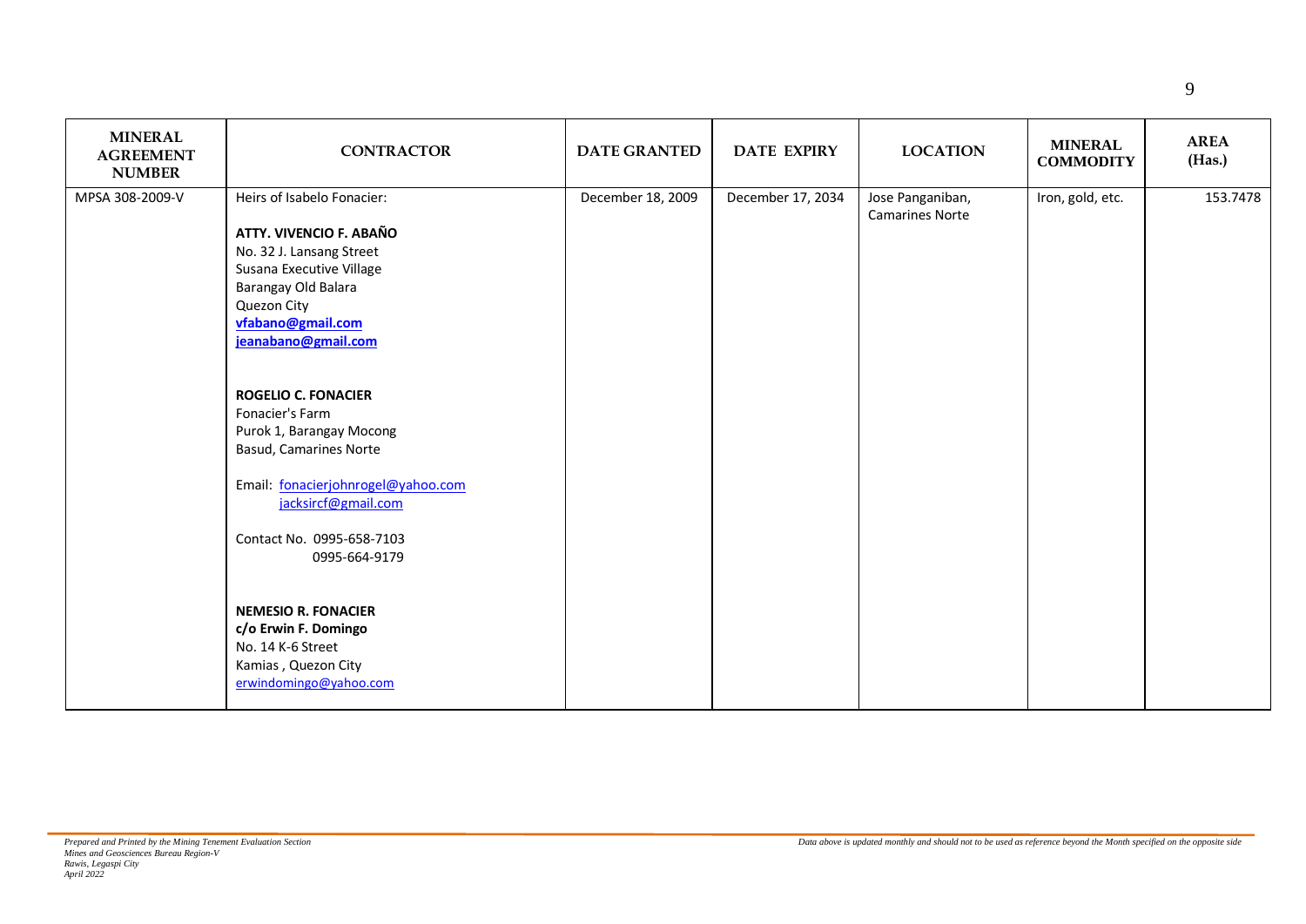| MINERAL AGREEMENT NUMBER | CONTRACTOR | DATE GRANTED | DATE EXPIRY | LOCATION | MINERAL COMMODITY | AREA (Has.) |
|---|---|---|---|---|---|---|
| MPSA 308-2009-V | Heirs of Isabelo Fonacier:<br><br>**ATTY. VIVENCIO F. ABAÑO**<br>No. 32 J. Lansang Street<br>Susana Executive Village<br>Barangay Old Balara<br>Quezon City<br>**vfabano@gmail.com**<br>**jeanabano@gmail.com**<br><br>**ROGELIO C. FONACIER**<br>Fonacier's Farm<br>Purok 1, Barangay Mocong<br>Basud, Camarines Norte<br><br>Email: fonacierjohnrogel@yahoo.com<br>jacksircf@gmail.com<br><br>Contact No. 0995-658-7103<br>0995-664-9179<br><br>**NEMESIO R. FONACIER**<br>**c/o Erwin F. Domingo**<br>No. 14 K-6 Street<br>Kamias , Quezon City<br>erwindomingo@yahoo.com | December 18, 2009 | December 17, 2034 | Jose Panganiban, Camarines Norte | Iron, gold, etc. | 153.7478 |

*Prepared and Printed by the Mining Tenement Evaluation Section*
*Mines and Geosciences Bureau Region-V*
*Rawis, Legaspi City*
*April 2022*

*Data above is updated monthly and should not to be used as reference beyond the Month specified on the opposite side*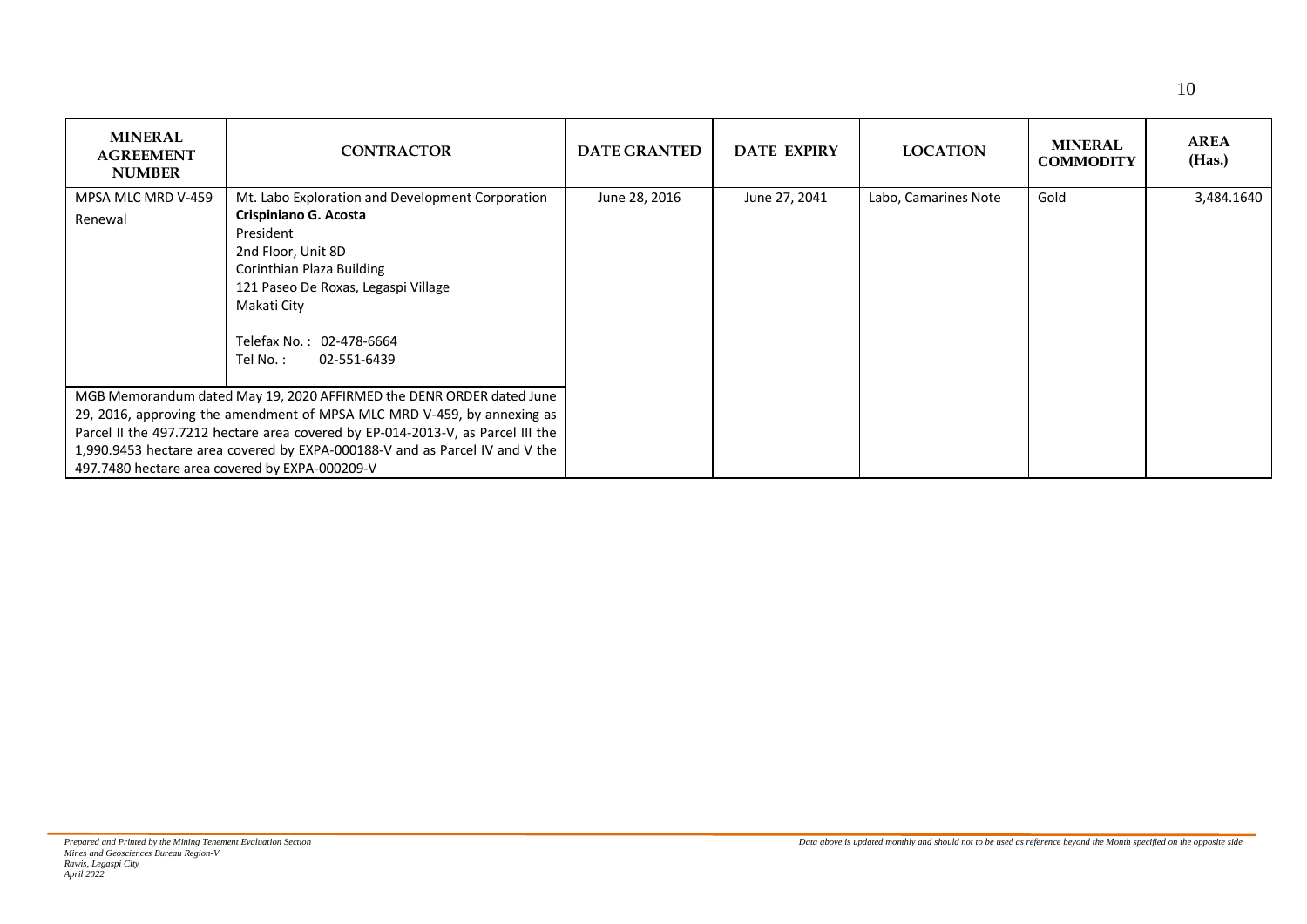| MINERAL AGREEMENT NUMBER | CONTRACTOR | DATE GRANTED | DATE EXPIRY | LOCATION | MINERAL COMMODITY | AREA (Has.) |
|---|---|---|---|---|---|---|
| MPSA MLC MRD V-459<br>Renewal | Mt. Labo Exploration and Development Corporation<br>**Crispiniano G. Acosta**<br>President<br>2nd Floor, Unit 8D<br>Corinthian Plaza Building<br>121 Paseo De Roxas, Legaspi Village<br>Makati City<br><br>Telefax No. : 02-478-6664<br>Tel No. : 02-551-6439 | June 28, 2016 | June 27, 2041 | Labo, Camarines Note | Gold | 3,484.1640 |
| MGB Memorandum dated May 19, 2020 AFFIRMED the DENR ORDER dated June 29, 2016, approving the amendment of MPSA MLC MRD V-459, by annexing as Parcel II the 497.7212 hectare area covered by EP-014-2013-V, as Parcel III the 1,990.9453 hectare area covered by EXPA-000188-V and as Parcel IV and V the 497.7480 hectare area covered by EXPA-000209-V | | | | | | |

*Prepared and Printed by the Mining Tenement Evaluation Section*
*Mines and Geosciences Bureau Region-V*
*Rawis, Legaspi City*
*April 2022*

*Data above is updated monthly and should not to be used as reference beyond the Month specified on the opposite side*